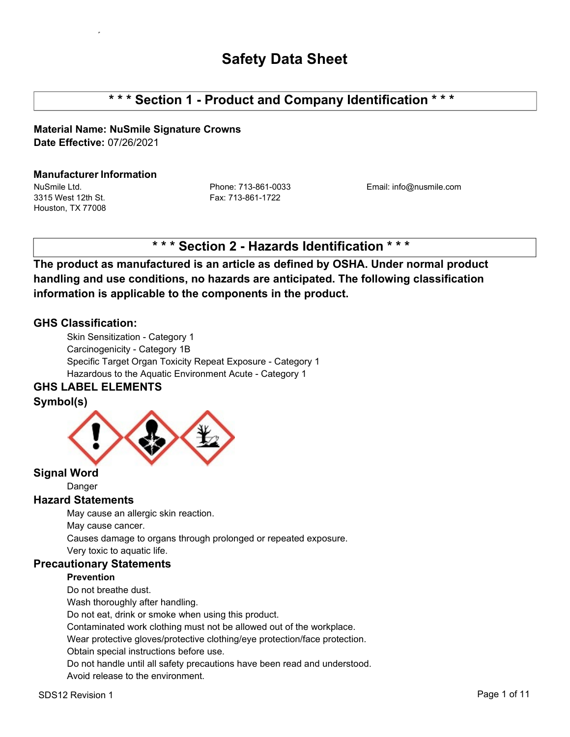# Safety Data Sheet

## * * * Section 1 - Product and Company Identification * * *

**Material Name: NuSmile Signature Crowns**
**Date Effective:** 07/26/2021

### Manufacturer Information

NuSmile Ltd.
3315 West 12th St.
Houston, TX 77008

Phone: 713-861-0033
Fax: 713-861-1722

Email: info@nusmile.com

## * * * Section 2 - Hazards Identification * * *

**The product as manufactured is an article as defined by OSHA. Under normal product handling and use conditions, no hazards are anticipated. The following classification information is applicable to the components in the product.**

### GHS Classification:

Skin Sensitization - Category 1
Carcinogenicity - Category 1B
Specific Target Organ Toxicity Repeat Exposure - Category 1
Hazardous to the Aquatic Environment Acute - Category 1

### GHS LABEL ELEMENTS

### Symbol(s)

### Signal Word

Danger

### Hazard Statements

May cause an allergic skin reaction.
May cause cancer.
Causes damage to organs through prolonged or repeated exposure.
Very toxic to aquatic life.

### Precautionary Statements

**Prevention**

Do not breathe dust.
Wash thoroughly after handling.
Do not eat, drink or smoke when using this product.
Contaminated work clothing must not be allowed out of the workplace.
Wear protective gloves/protective clothing/eye protection/face protection.
Obtain special instructions before use.
Do not handle until all safety precautions have been read and understood.
Avoid release to the environment.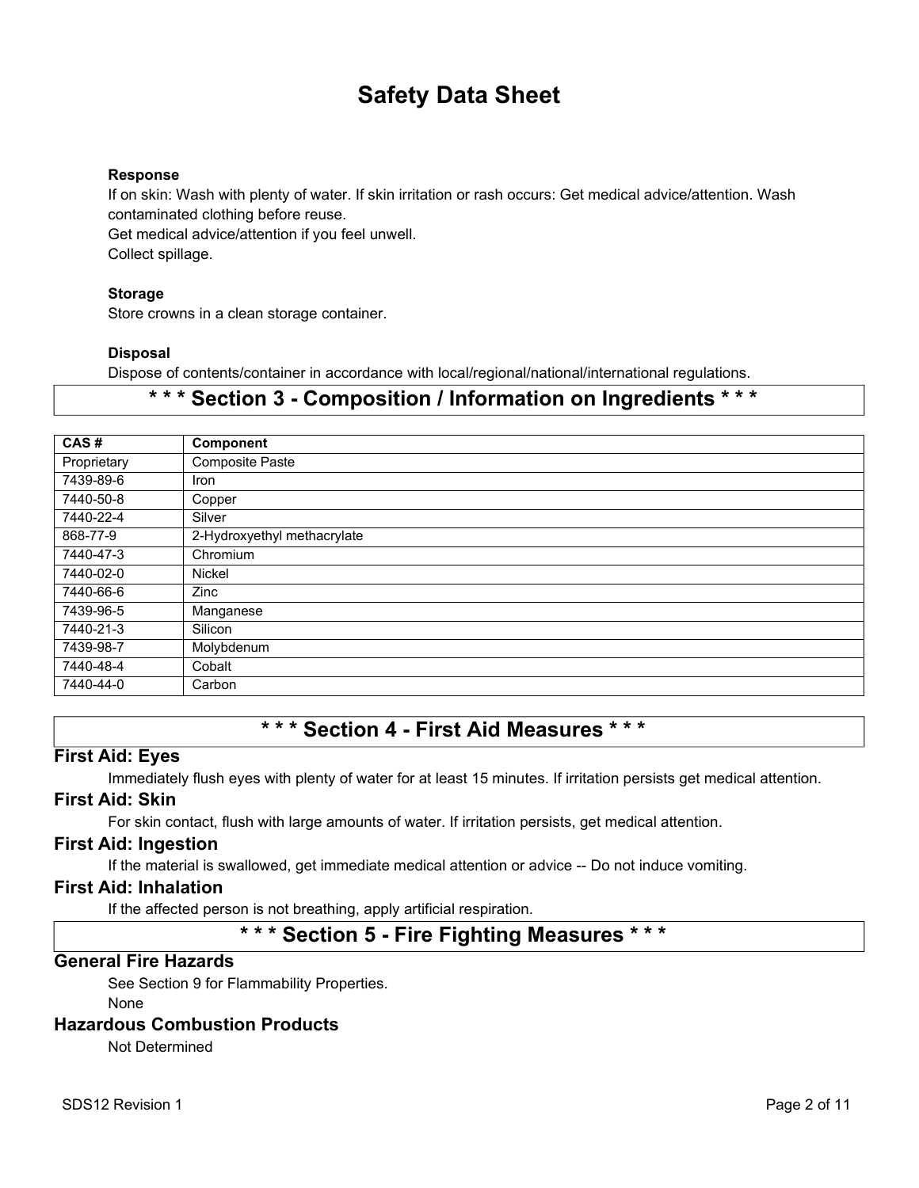#### Response

If on skin: Wash with plenty of water. If skin irritation or rash occurs: Get medical advice/attention. Wash contaminated clothing before reuse.
Get medical advice/attention if you feel unwell.
Collect spillage.

#### Storage

Store crowns in a clean storage container.

#### Disposal

Dispose of contents/container in accordance with local/regional/national/international regulations.

## * * * Section 3 - Composition / Information on Ingredients * * *

| CAS # | Component |
|---|---|
| Proprietary | Composite Paste |
| 7439-89-6 | Iron |
| 7440-50-8 | Copper |
| 7440-22-4 | Silver |
| 868-77-9 | 2-Hydroxyethyl methacrylate |
| 7440-47-3 | Chromium |
| 7440-02-0 | Nickel |
| 7440-66-6 | Zinc |
| 7439-96-5 | Manganese |
| 7440-21-3 | Silicon |
| 7439-98-7 | Molybdenum |
| 7440-48-4 | Cobalt |
| 7440-44-0 | Carbon |

## * * * Section 4 - First Aid Measures * * *

### First Aid: Eyes

Immediately flush eyes with plenty of water for at least 15 minutes. If irritation persists get medical attention.

### First Aid: Skin

For skin contact, flush with large amounts of water. If irritation persists, get medical attention.

### First Aid: Ingestion

If the material is swallowed, get immediate medical attention or advice -- Do not induce vomiting.

### First Aid: Inhalation

If the affected person is not breathing, apply artificial respiration.

## * * * Section 5 - Fire Fighting Measures * * *

### General Fire Hazards

See Section 9 for Flammability Properties.
None

### Hazardous Combustion Products

Not Determined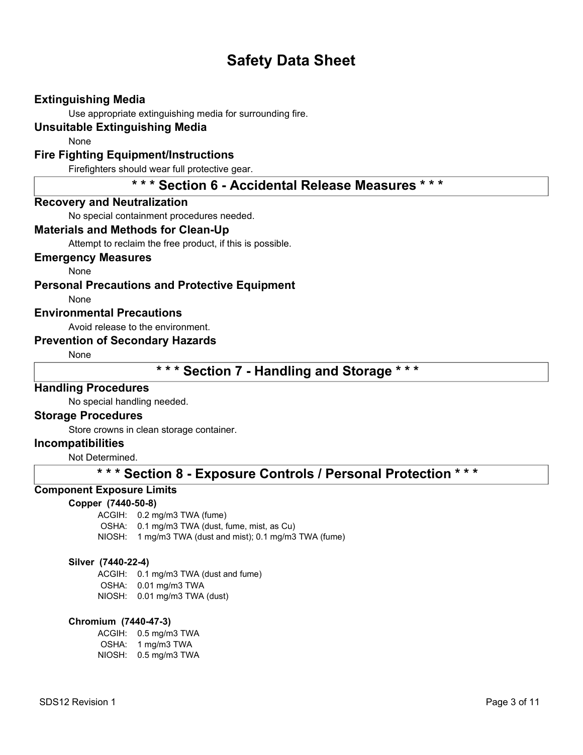# Safety Data Sheet

### Extinguishing Media

Use appropriate extinguishing media for surrounding fire.

### Unsuitable Extinguishing Media

None

### Fire Fighting Equipment/Instructions

Firefighters should wear full protective gear.

## * * * Section 6 - Accidental Release Measures * * *

### Recovery and Neutralization

No special containment procedures needed.

### Materials and Methods for Clean-Up

Attempt to reclaim the free product, if this is possible.

### Emergency Measures

None

### Personal Precautions and Protective Equipment

None

### Environmental Precautions

Avoid release to the environment.

### Prevention of Secondary Hazards

None

## * * * Section 7 - Handling and Storage * * *

### Handling Procedures

No special handling needed.

### Storage Procedures

Store crowns in clean storage container.

### Incompatibilities

Not Determined.

## * * * Section 8 - Exposure Controls / Personal Protection * * *

### Component Exposure Limits

**Copper (7440-50-8)**

ACGIH: 0.2 mg/m3 TWA (fume)
OSHA: 0.1 mg/m3 TWA (dust, fume, mist, as Cu)
NIOSH: 1 mg/m3 TWA (dust and mist); 0.1 mg/m3 TWA (fume)

**Silver (7440-22-4)**

ACGIH: 0.1 mg/m3 TWA (dust and fume)
OSHA: 0.01 mg/m3 TWA
NIOSH: 0.01 mg/m3 TWA (dust)

**Chromium (7440-47-3)**

ACGIH: 0.5 mg/m3 TWA
OSHA: 1 mg/m3 TWA
NIOSH: 0.5 mg/m3 TWA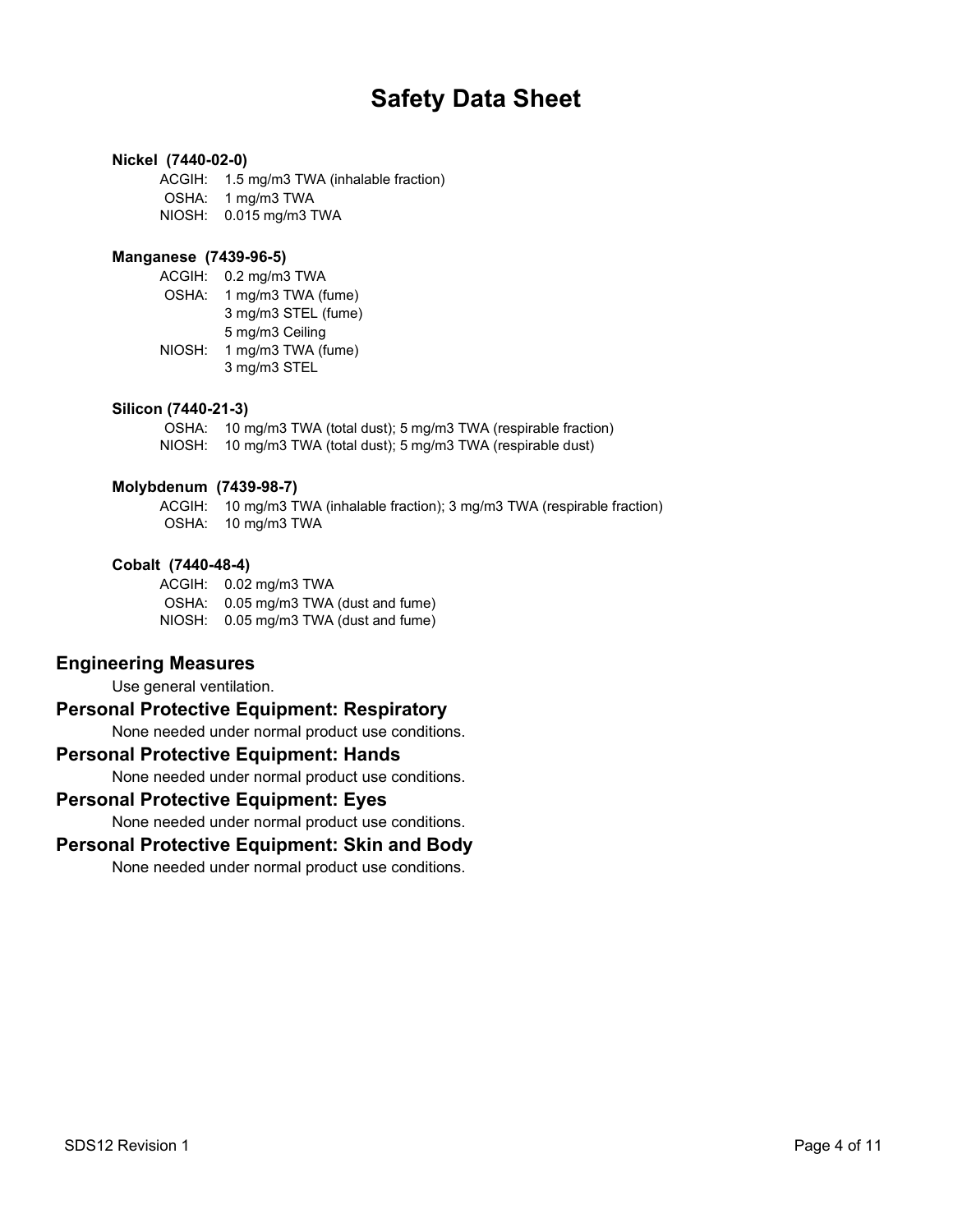# Safety Data Sheet

**Nickel (7440-02-0)**

ACGIH: 1.5 mg/m3 TWA (inhalable fraction)
OSHA: 1 mg/m3 TWA
NIOSH: 0.015 mg/m3 TWA

**Manganese (7439-96-5)**

ACGIH: 0.2 mg/m3 TWA
OSHA: 1 mg/m3 TWA (fume)
3 mg/m3 STEL (fume)
5 mg/m3 Ceiling
NIOSH: 1 mg/m3 TWA (fume)
3 mg/m3 STEL

**Silicon (7440-21-3)**

OSHA: 10 mg/m3 TWA (total dust); 5 mg/m3 TWA (respirable fraction)
NIOSH: 10 mg/m3 TWA (total dust); 5 mg/m3 TWA (respirable dust)

**Molybdenum (7439-98-7)**

ACGIH: 10 mg/m3 TWA (inhalable fraction); 3 mg/m3 TWA (respirable fraction)
OSHA: 10 mg/m3 TWA

**Cobalt (7440-48-4)**

ACGIH: 0.02 mg/m3 TWA
OSHA: 0.05 mg/m3 TWA (dust and fume)
NIOSH: 0.05 mg/m3 TWA (dust and fume)

## Engineering Measures

Use general ventilation.

## Personal Protective Equipment: Respiratory

None needed under normal product use conditions.

## Personal Protective Equipment: Hands

None needed under normal product use conditions.

## Personal Protective Equipment: Eyes

None needed under normal product use conditions.

## Personal Protective Equipment: Skin and Body

None needed under normal product use conditions.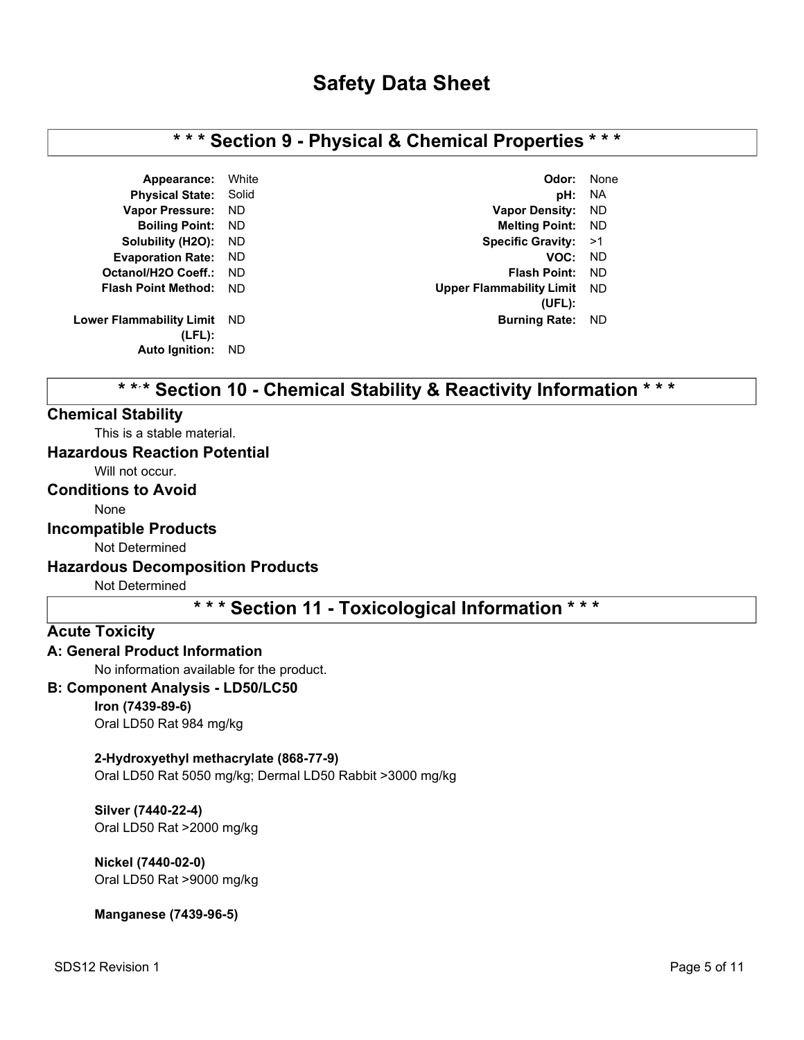# Safety Data Sheet

## * * * Section 9 - Physical & Chemical Properties * * *

| Property | Value | Property | Value |
|---|---|---|---|
| **Appearance:** | White | **Odor:** | None |
| **Physical State:** | Solid | **pH:** | NA |
| **Vapor Pressure:** | ND | **Vapor Density:** | ND |
| **Boiling Point:** | ND | **Melting Point:** | ND |
| **Solubility (H2O):** | ND | **Specific Gravity:** | >1 |
| **Evaporation Rate:** | ND | **VOC:** | ND |
| **Octanol/H2O Coeff.:** | ND | **Flash Point:** | ND |
| **Flash Point Method:** | ND | **Upper Flammability Limit (UFL):** | ND |
| **Lower Flammability Limit (LFL):** | ND | **Burning Rate:** | ND |
| **Auto Ignition:** | ND | | |

## * * * Section 10 - Chemical Stability & Reactivity Information * * *

### Chemical Stability

This is a stable material.

### Hazardous Reaction Potential

Will not occur.

### Conditions to Avoid

None

### Incompatible Products

Not Determined

### Hazardous Decomposition Products

Not Determined

## * * * Section 11 - Toxicological Information * * *

### Acute Toxicity

#### A: General Product Information

No information available for the product.

#### B: Component Analysis - LD50/LC50

**Iron (7439-89-6)**
Oral LD50 Rat 984 mg/kg

**2-Hydroxyethyl methacrylate (868-77-9)**
Oral LD50 Rat 5050 mg/kg; Dermal LD50 Rabbit >3000 mg/kg

**Silver (7440-22-4)**
Oral LD50 Rat >2000 mg/kg

**Nickel (7440-02-0)**
Oral LD50 Rat >9000 mg/kg

**Manganese (7439-96-5)**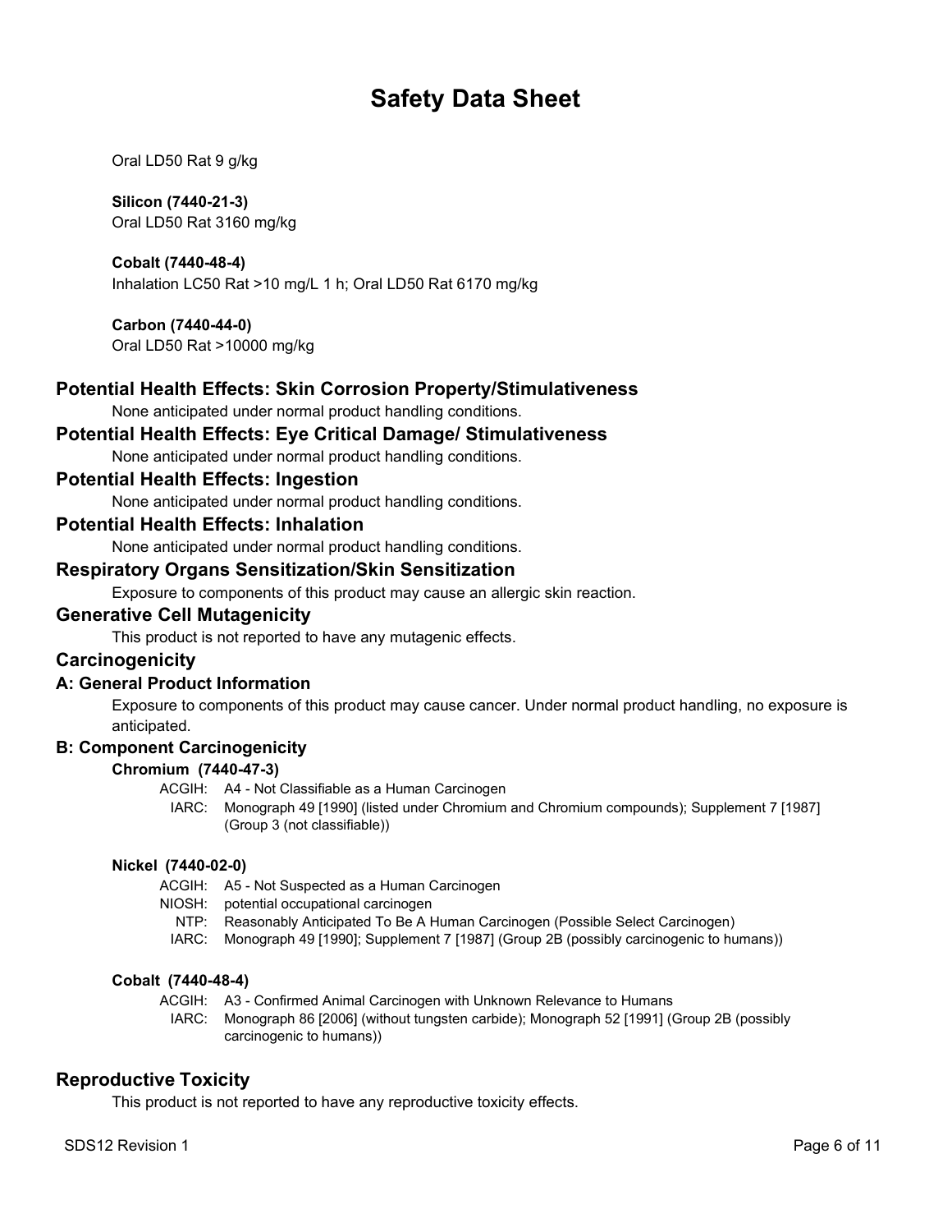Oral LD50 Rat 9 g/kg

**Silicon (7440-21-3)**
Oral LD50 Rat 3160 mg/kg

**Cobalt (7440-48-4)**
Inhalation LC50 Rat >10 mg/L 1 h; Oral LD50 Rat 6170 mg/kg

**Carbon (7440-44-0)**
Oral LD50 Rat >10000 mg/kg

## Potential Health Effects: Skin Corrosion Property/Stimulativeness

None anticipated under normal product handling conditions.

## Potential Health Effects: Eye Critical Damage/ Stimulativeness

None anticipated under normal product handling conditions.

## Potential Health Effects: Ingestion

None anticipated under normal product handling conditions.

## Potential Health Effects: Inhalation

None anticipated under normal product handling conditions.

## Respiratory Organs Sensitization/Skin Sensitization

Exposure to components of this product may cause an allergic skin reaction.

## Generative Cell Mutagenicity

This product is not reported to have any mutagenic effects.

## Carcinogenicity

### A: General Product Information

Exposure to components of this product may cause cancer. Under normal product handling, no exposure is anticipated.

### B: Component Carcinogenicity

**Chromium (7440-47-3)**

ACGIH: A4 - Not Classifiable as a Human Carcinogen
IARC: Monograph 49 [1990] (listed under Chromium and Chromium compounds); Supplement 7 [1987] (Group 3 (not classifiable))

**Nickel (7440-02-0)**

ACGIH: A5 - Not Suspected as a Human Carcinogen
NIOSH: potential occupational carcinogen
NTP: Reasonably Anticipated To Be A Human Carcinogen (Possible Select Carcinogen)
IARC: Monograph 49 [1990]; Supplement 7 [1987] (Group 2B (possibly carcinogenic to humans))

**Cobalt (7440-48-4)**

ACGIH: A3 - Confirmed Animal Carcinogen with Unknown Relevance to Humans
IARC: Monograph 86 [2006] (without tungsten carbide); Monograph 52 [1991] (Group 2B (possibly carcinogenic to humans))

## Reproductive Toxicity

This product is not reported to have any reproductive toxicity effects.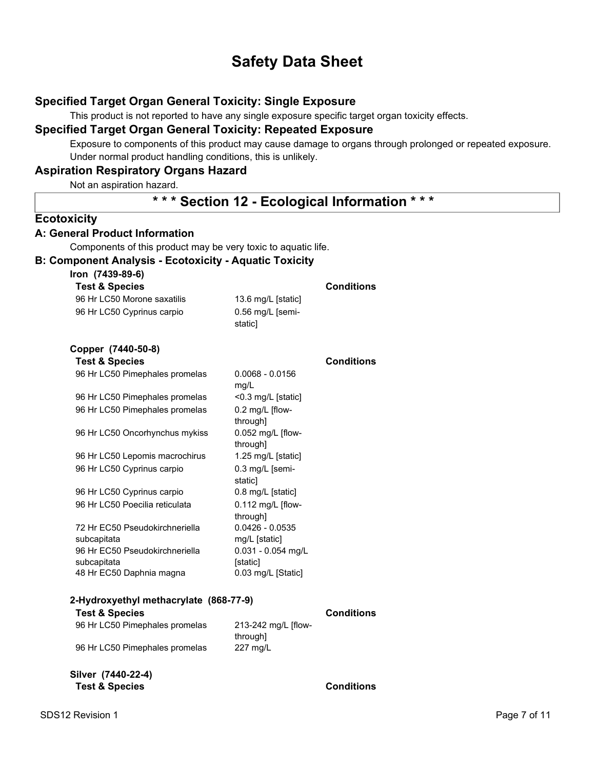## Specified Target Organ General Toxicity: Single Exposure

This product is not reported to have any single exposure specific target organ toxicity effects.

## Specified Target Organ General Toxicity: Repeated Exposure

Exposure to components of this product may cause damage to organs through prolonged or repeated exposure. Under normal product handling conditions, this is unlikely.

## Aspiration Respiratory Organs Hazard

Not an aspiration hazard.

# * * * Section 12 - Ecological Information * * *

## Ecotoxicity

### A: General Product Information

Components of this product may be very toxic to aquatic life.

### B: Component Analysis - Ecotoxicity - Aquatic Toxicity

**Iron (7439-89-6)**

| Test & Species | | Conditions |
|---|---|---|
| 96 Hr LC50 Morone saxatilis | 13.6 mg/L [static] | |
| 96 Hr LC50 Cyprinus carpio | 0.56 mg/L [semi-static] | |

**Copper (7440-50-8)**

| Test & Species | | Conditions |
|---|---|---|
| 96 Hr LC50 Pimephales promelas | 0.0068 - 0.0156 mg/L | |
| 96 Hr LC50 Pimephales promelas | <0.3 mg/L [static] | |
| 96 Hr LC50 Pimephales promelas | 0.2 mg/L [flow-through] | |
| 96 Hr LC50 Oncorhynchus mykiss | 0.052 mg/L [flow-through] | |
| 96 Hr LC50 Lepomis macrochirus | 1.25 mg/L [static] | |
| 96 Hr LC50 Cyprinus carpio | 0.3 mg/L [semi-static] | |
| 96 Hr LC50 Cyprinus carpio | 0.8 mg/L [static] | |
| 96 Hr LC50 Poecilia reticulata | 0.112 mg/L [flow-through] | |
| 72 Hr EC50 Pseudokirchneriella subcapitata | 0.0426 - 0.0535 mg/L [static] | |
| 96 Hr EC50 Pseudokirchneriella subcapitata | 0.031 - 0.054 mg/L [static] | |
| 48 Hr EC50 Daphnia magna | 0.03 mg/L [Static] | |

**2-Hydroxyethyl methacrylate (868-77-9)**

| Test & Species | | Conditions |
|---|---|---|
| 96 Hr LC50 Pimephales promelas | 213-242 mg/L [flow-through] | |
| 96 Hr LC50 Pimephales promelas | 227 mg/L | |

**Silver (7440-22-4)**

| Test & Species | | Conditions |
|---|---|---|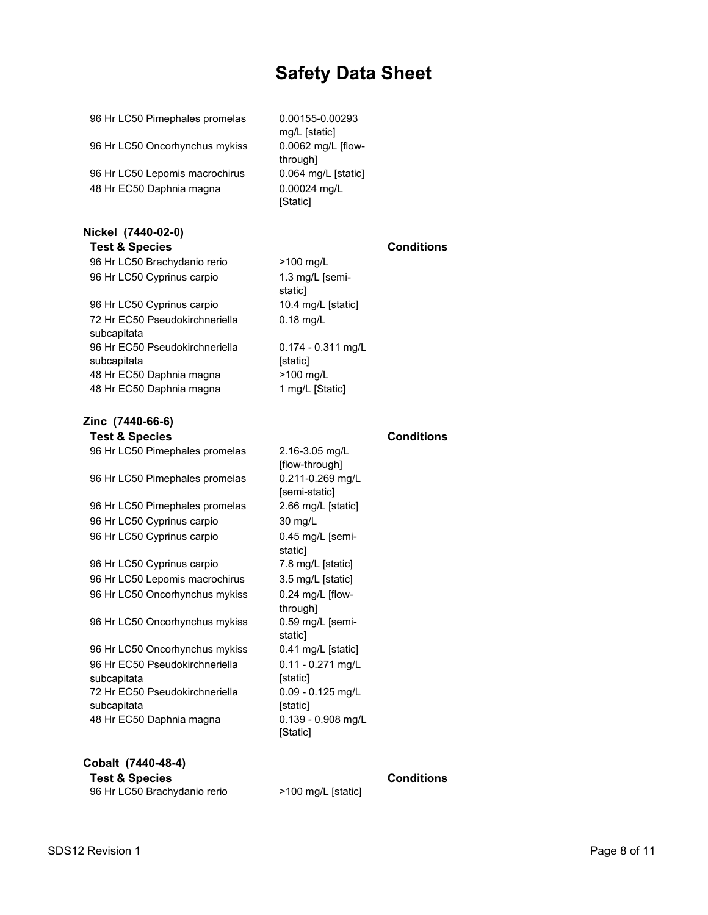# Safety Data Sheet

| | | |
|---|---|---|
| 96 Hr LC50 Pimephales promelas | 0.00155-0.00293 mg/L [static] | |
| 96 Hr LC50 Oncorhynchus mykiss | 0.0062 mg/L [flow-through] | |
| 96 Hr LC50 Lepomis macrochirus | 0.064 mg/L [static] | |
| 48 Hr EC50 Daphnia magna | 0.00024 mg/L [Static] | |

**Nickel (7440-02-0)**

| Test & Species | | Conditions |
|---|---|---|
| 96 Hr LC50 Brachydanio rerio | >100 mg/L | |
| 96 Hr LC50 Cyprinus carpio | 1.3 mg/L [semi-static] | |
| 96 Hr LC50 Cyprinus carpio | 10.4 mg/L [static] | |
| 72 Hr EC50 Pseudokirchneriella subcapitata | 0.18 mg/L | |
| 96 Hr EC50 Pseudokirchneriella subcapitata | 0.174 - 0.311 mg/L [static] | |
| 48 Hr EC50 Daphnia magna | >100 mg/L | |
| 48 Hr EC50 Daphnia magna | 1 mg/L [Static] | |

**Zinc (7440-66-6)**

| Test & Species | | Conditions |
|---|---|---|
| 96 Hr LC50 Pimephales promelas | 2.16-3.05 mg/L [flow-through] | |
| 96 Hr LC50 Pimephales promelas | 0.211-0.269 mg/L [semi-static] | |
| 96 Hr LC50 Pimephales promelas | 2.66 mg/L [static] | |
| 96 Hr LC50 Cyprinus carpio | 30 mg/L | |
| 96 Hr LC50 Cyprinus carpio | 0.45 mg/L [semi-static] | |
| 96 Hr LC50 Cyprinus carpio | 7.8 mg/L [static] | |
| 96 Hr LC50 Lepomis macrochirus | 3.5 mg/L [static] | |
| 96 Hr LC50 Oncorhynchus mykiss | 0.24 mg/L [flow-through] | |
| 96 Hr LC50 Oncorhynchus mykiss | 0.59 mg/L [semi-static] | |
| 96 Hr LC50 Oncorhynchus mykiss | 0.41 mg/L [static] | |
| 96 Hr EC50 Pseudokirchneriella subcapitata | 0.11 - 0.271 mg/L [static] | |
| 72 Hr EC50 Pseudokirchneriella subcapitata | 0.09 - 0.125 mg/L [static] | |
| 48 Hr EC50 Daphnia magna | 0.139 - 0.908 mg/L [Static] | |

**Cobalt (7440-48-4)**

| Test & Species | | Conditions |
|---|---|---|
| 96 Hr LC50 Brachydanio rerio | >100 mg/L [static] | |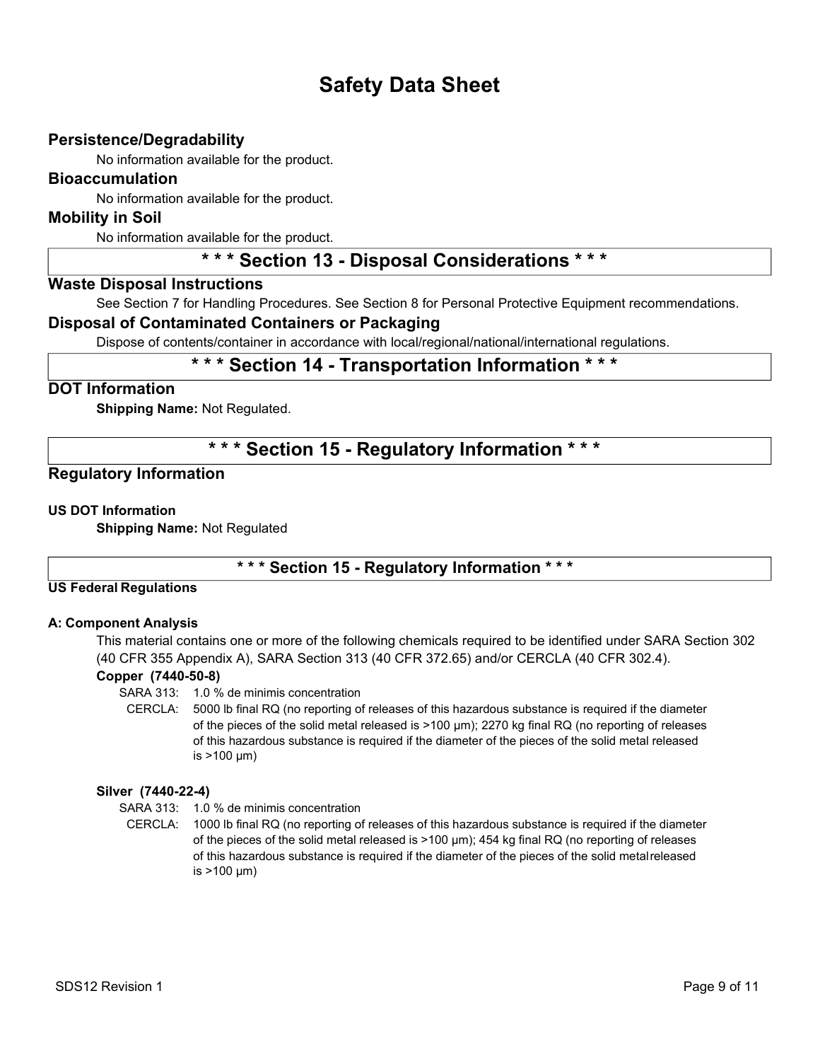# Safety Data Sheet

## Persistence/Degradability

No information available for the product.

## Bioaccumulation

No information available for the product.

## Mobility in Soil

No information available for the product.

## * * * Section 13 - Disposal Considerations * * *

### Waste Disposal Instructions

See Section 7 for Handling Procedures. See Section 8 for Personal Protective Equipment recommendations.

### Disposal of Contaminated Containers or Packaging

Dispose of contents/container in accordance with local/regional/national/international regulations.

## * * * Section 14 - Transportation Information * * *

### DOT Information

**Shipping Name:** Not Regulated.

## * * * Section 15 - Regulatory Information * * *

### Regulatory Information

**US DOT Information**

**Shipping Name:** Not Regulated

## * * * Section 15 - Regulatory Information * * *

**US Federal Regulations**

**A: Component Analysis**

This material contains one or more of the following chemicals required to be identified under SARA Section 302 (40 CFR 355 Appendix A), SARA Section 313 (40 CFR 372.65) and/or CERCLA (40 CFR 302.4).

**Copper (7440-50-8)**

SARA 313: 1.0 % de minimis concentration

CERCLA: 5000 lb final RQ (no reporting of releases of this hazardous substance is required if the diameter of the pieces of the solid metal released is >100 µm); 2270 kg final RQ (no reporting of releases of this hazardous substance is required if the diameter of the pieces of the solid metal released is >100 µm)

**Silver (7440-22-4)**

SARA 313: 1.0 % de minimis concentration

CERCLA: 1000 lb final RQ (no reporting of releases of this hazardous substance is required if the diameter of the pieces of the solid metal released is >100 µm); 454 kg final RQ (no reporting of releases of this hazardous substance is required if the diameter of the pieces of the solid metal released is >100 µm)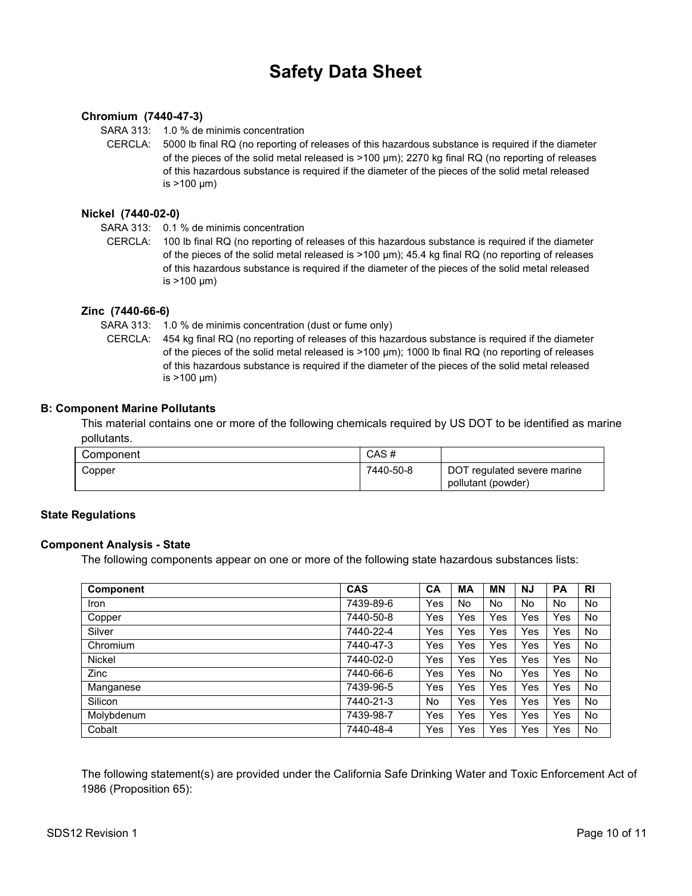# Safety Data Sheet

**Chromium (7440-47-3)**

SARA 313: 1.0 % de minimis concentration

CERCLA: 5000 lb final RQ (no reporting of releases of this hazardous substance is required if the diameter of the pieces of the solid metal released is >100 µm); 2270 kg final RQ (no reporting of releases of this hazardous substance is required if the diameter of the pieces of the solid metal released is >100 µm)

**Nickel (7440-02-0)**

SARA 313: 0.1 % de minimis concentration

CERCLA: 100 lb final RQ (no reporting of releases of this hazardous substance is required if the diameter of the pieces of the solid metal released is >100 µm); 45.4 kg final RQ (no reporting of releases of this hazardous substance is required if the diameter of the pieces of the solid metal released is >100 µm)

**Zinc (7440-66-6)**

SARA 313: 1.0 % de minimis concentration (dust or fume only)

CERCLA: 454 kg final RQ (no reporting of releases of this hazardous substance is required if the diameter of the pieces of the solid metal released is >100 µm); 1000 lb final RQ (no reporting of releases of this hazardous substance is required if the diameter of the pieces of the solid metal released is >100 µm)

**B: Component Marine Pollutants**

This material contains one or more of the following chemicals required by US DOT to be identified as marine pollutants.

| Component | CAS # | |
|---|---|---|
| Copper | 7440-50-8 | DOT regulated severe marine pollutant (powder) |

**State Regulations**

**Component Analysis - State**

The following components appear on one or more of the following state hazardous substances lists:

| Component | CAS | CA | MA | MN | NJ | PA | RI |
|---|---|---|---|---|---|---|---|
| Iron | 7439-89-6 | Yes | No | No | No | No | No |
| Copper | 7440-50-8 | Yes | Yes | Yes | Yes | Yes | No |
| Silver | 7440-22-4 | Yes | Yes | Yes | Yes | Yes | No |
| Chromium | 7440-47-3 | Yes | Yes | Yes | Yes | Yes | No |
| Nickel | 7440-02-0 | Yes | Yes | Yes | Yes | Yes | No |
| Zinc | 7440-66-6 | Yes | Yes | No | Yes | Yes | No |
| Manganese | 7439-96-5 | Yes | Yes | Yes | Yes | Yes | No |
| Silicon | 7440-21-3 | No | Yes | Yes | Yes | Yes | No |
| Molybdenum | 7439-98-7 | Yes | Yes | Yes | Yes | Yes | No |
| Cobalt | 7440-48-4 | Yes | Yes | Yes | Yes | Yes | No |

The following statement(s) are provided under the California Safe Drinking Water and Toxic Enforcement Act of 1986 (Proposition 65):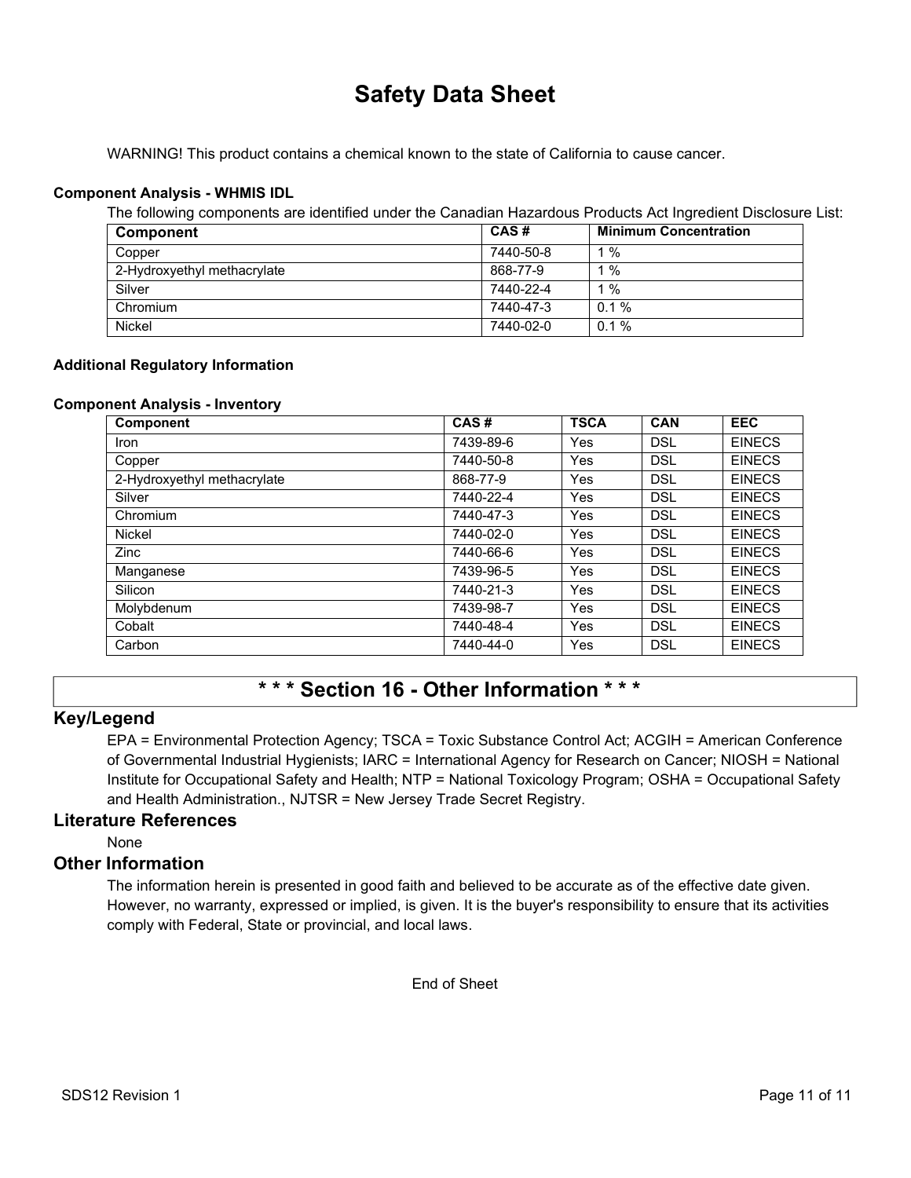# Safety Data Sheet

WARNING! This product contains a chemical known to the state of California to cause cancer.

**Component Analysis - WHMIS IDL**

The following components are identified under the Canadian Hazardous Products Act Ingredient Disclosure List:

| Component | CAS # | Minimum Concentration |
|---|---|---|
| Copper | 7440-50-8 | 1 % |
| 2-Hydroxyethyl methacrylate | 868-77-9 | 1 % |
| Silver | 7440-22-4 | 1 % |
| Chromium | 7440-47-3 | 0.1 % |
| Nickel | 7440-02-0 | 0.1 % |

**Additional Regulatory Information**

**Component Analysis - Inventory**

| Component | CAS # | TSCA | CAN | EEC |
|---|---|---|---|---|
| Iron | 7439-89-6 | Yes | DSL | EINECS |
| Copper | 7440-50-8 | Yes | DSL | EINECS |
| 2-Hydroxyethyl methacrylate | 868-77-9 | Yes | DSL | EINECS |
| Silver | 7440-22-4 | Yes | DSL | EINECS |
| Chromium | 7440-47-3 | Yes | DSL | EINECS |
| Nickel | 7440-02-0 | Yes | DSL | EINECS |
| Zinc | 7440-66-6 | Yes | DSL | EINECS |
| Manganese | 7439-96-5 | Yes | DSL | EINECS |
| Silicon | 7440-21-3 | Yes | DSL | EINECS |
| Molybdenum | 7439-98-7 | Yes | DSL | EINECS |
| Cobalt | 7440-48-4 | Yes | DSL | EINECS |
| Carbon | 7440-44-0 | Yes | DSL | EINECS |

## * * * Section 16 - Other Information * * *

### Key/Legend

EPA = Environmental Protection Agency; TSCA = Toxic Substance Control Act; ACGIH = American Conference of Governmental Industrial Hygienists; IARC = International Agency for Research on Cancer; NIOSH = National Institute for Occupational Safety and Health; NTP = National Toxicology Program; OSHA = Occupational Safety and Health Administration., NJTSR = New Jersey Trade Secret Registry.

### Literature References

None

### Other Information

The information herein is presented in good faith and believed to be accurate as of the effective date given. However, no warranty, expressed or implied, is given. It is the buyer's responsibility to ensure that its activities comply with Federal, State or provincial, and local laws.

End of Sheet